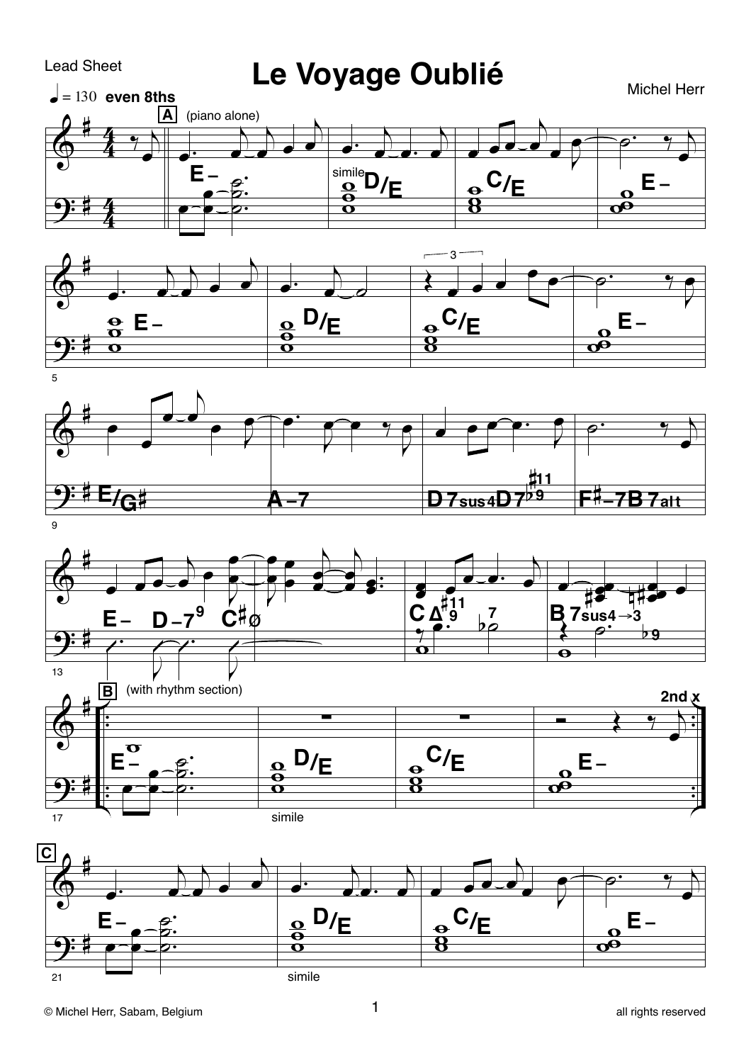Lead Sheet

# Le Voyage Oublié

Michel Herr

♩ = 130 **even 8ths**

**A** (piano alone)

E– | D/E | C/E | E–

E– | D/E | C/E | E–

E/G♯ | A–7 | D7sus4 D7(♭9 ♯11) | F♯–7 B7alt

E– D–7(9) C♯ø | CΔ(9 ♯11) (♭7) | B7sus4→3 (♭9)

**B** (with rhythm section)

E– | D/E | C/E | E– **2nd x**

**C**

E– | D/E | C/E | E–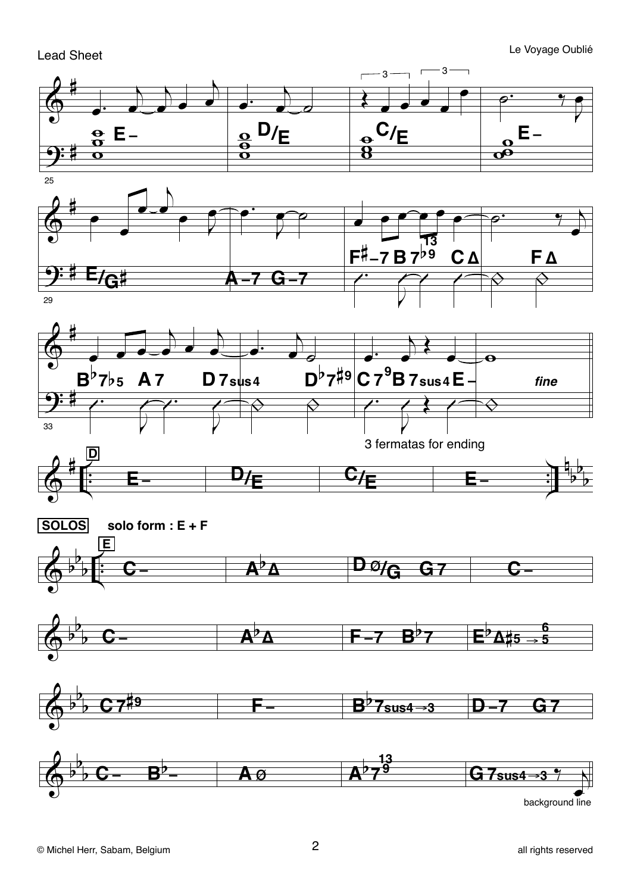E– | D/E | C/E | E–

E/G♯ | A–7 G–7 | F♯–7 B7(♭9, 13) CΔ | FΔ

B♭7♭5 A7 | D7sus4 | D♭7♯9 | C7(9) B7sus4 E– | *fine*

3 fermatas for ending

**D**

E– | D/E | C/E | E–

**SOLOS** **solo form : E + F**

**E**

C– | A♭Δ | Dø/G G7 | C–

C– | A♭Δ | F–7 B♭7 | E♭Δ♯5 → 6/5

C7♯9 | F– | B♭7sus4→3 | D–7 G7

C– B♭– | Aø | A♭7(9, 13) | G7sus4→3

background line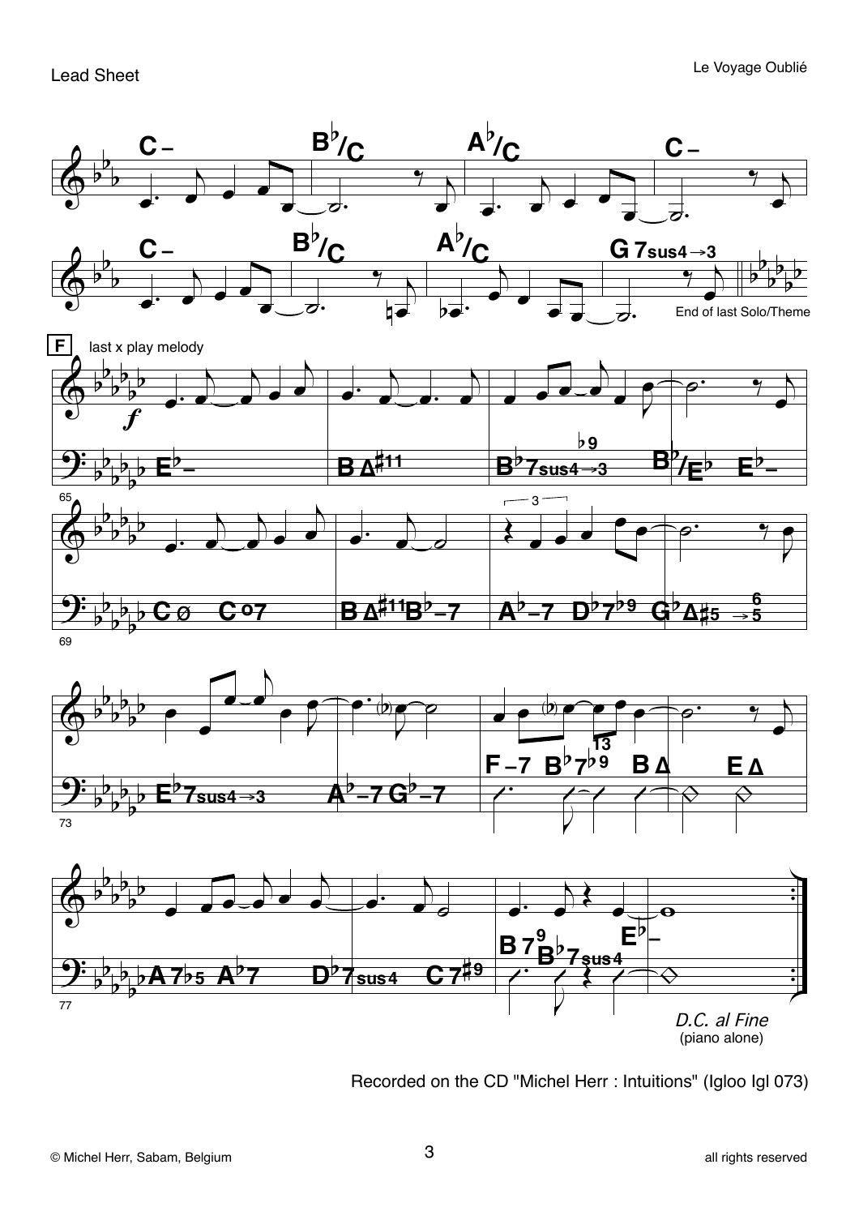Lead Sheet

Le Voyage Oublié

End of last Solo/Theme

F last x play melody

*D.C. al Fine*
(piano alone)

Recorded on the CD "Michel Herr : Intuitions" (Igloo Igl 073)

© Michel Herr, Sabam, Belgium

all rights reserved